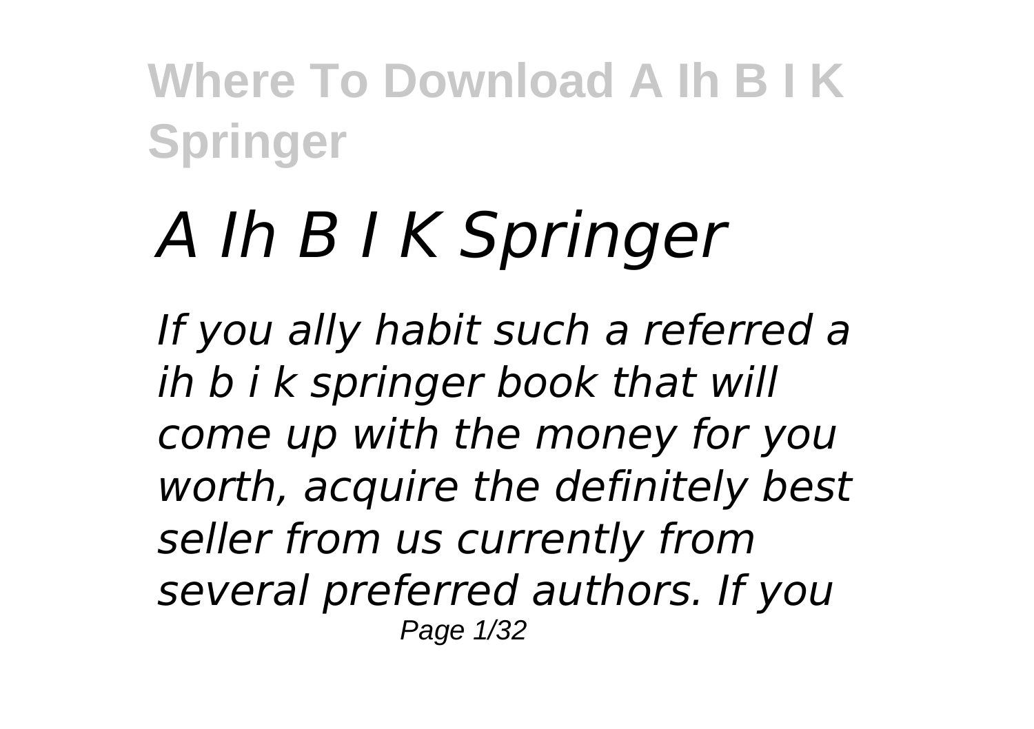# *A Ih B I K Springer*

*If you ally habit such a referred a ih b i k springer book that will come up with the money for you worth, acquire the definitely best seller from us currently from several preferred authors. If you*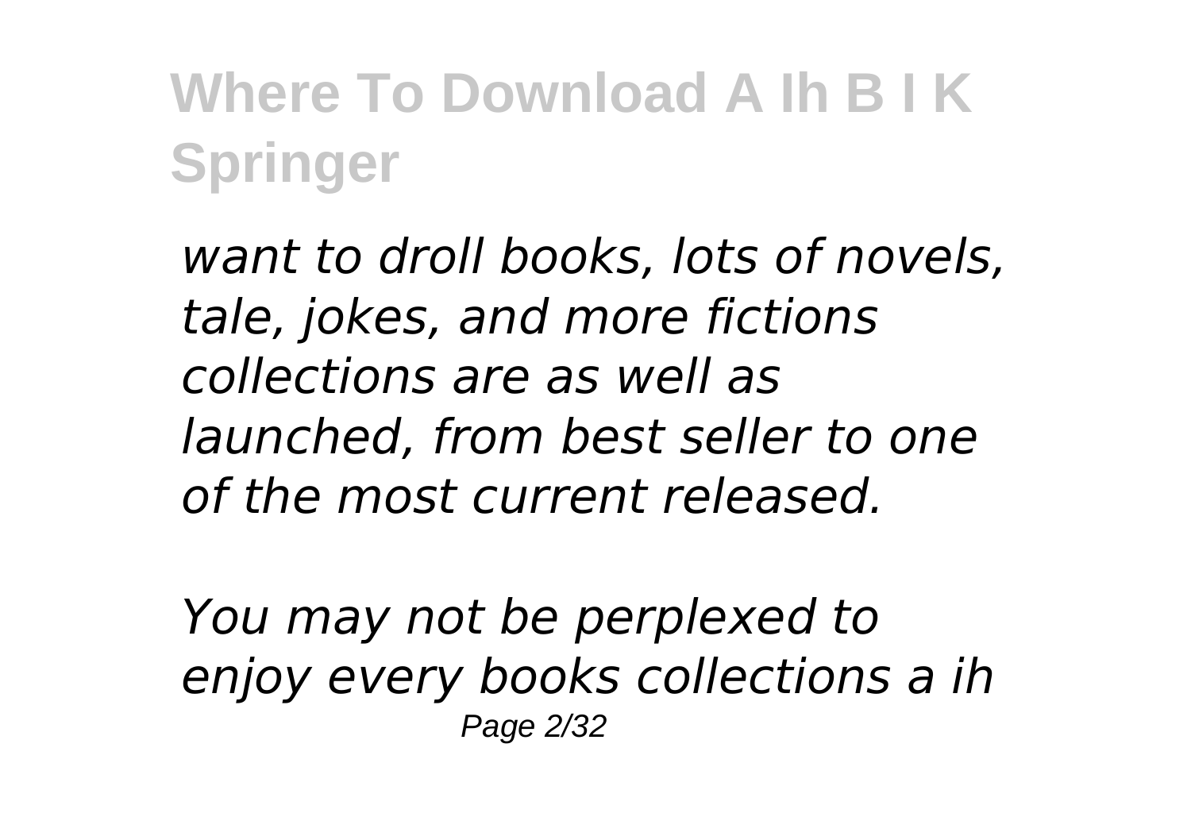*want to droll books, lots of novels, tale, jokes, and more fictions collections are as well as launched, from best seller to one of the most current released.*

*You may not be perplexed to enjoy every books collections a ih*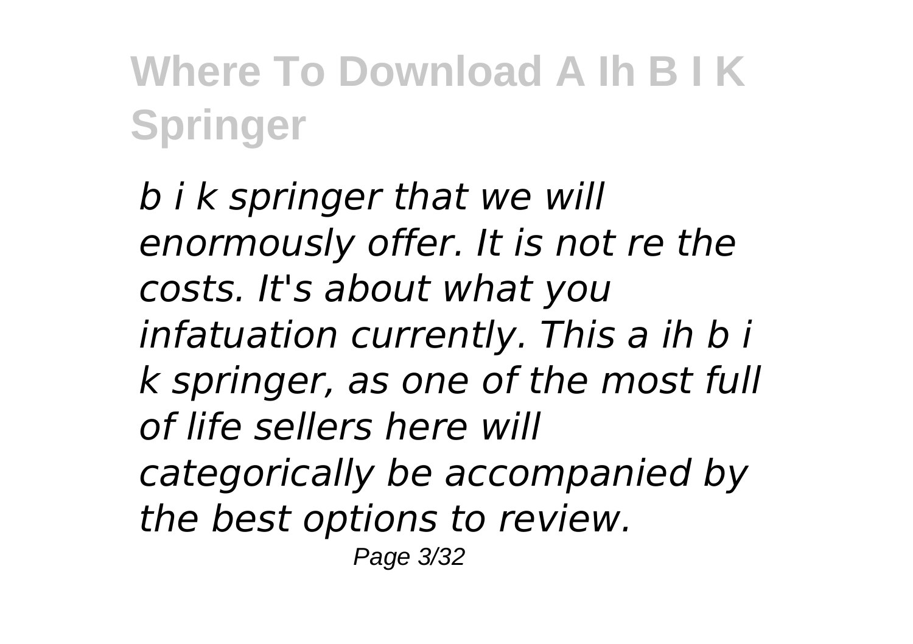*b i k springer that we will enormously offer. It is not re the costs. It's about what you infatuation currently. This a ih b i k springer, as one of the most full of life sellers here will categorically be accompanied by the best options to review.*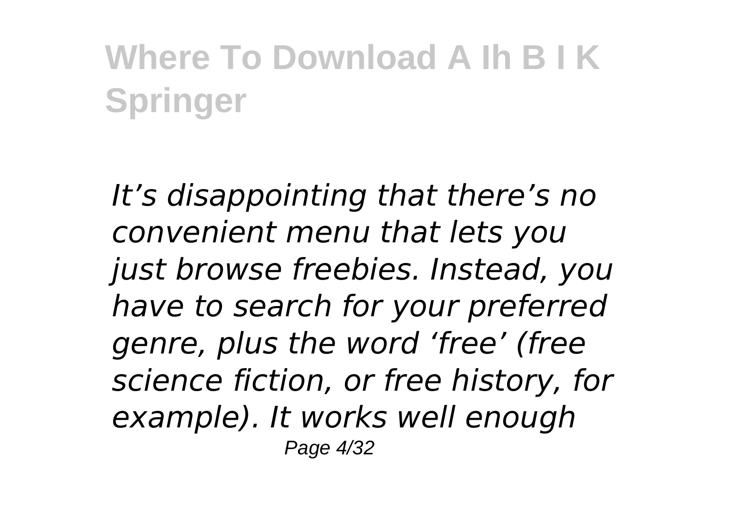*It's disappointing that there's no convenient menu that lets you just browse freebies. Instead, you have to search for your preferred genre, plus the word 'free' (free science fiction, or free history, for example). It works well enough*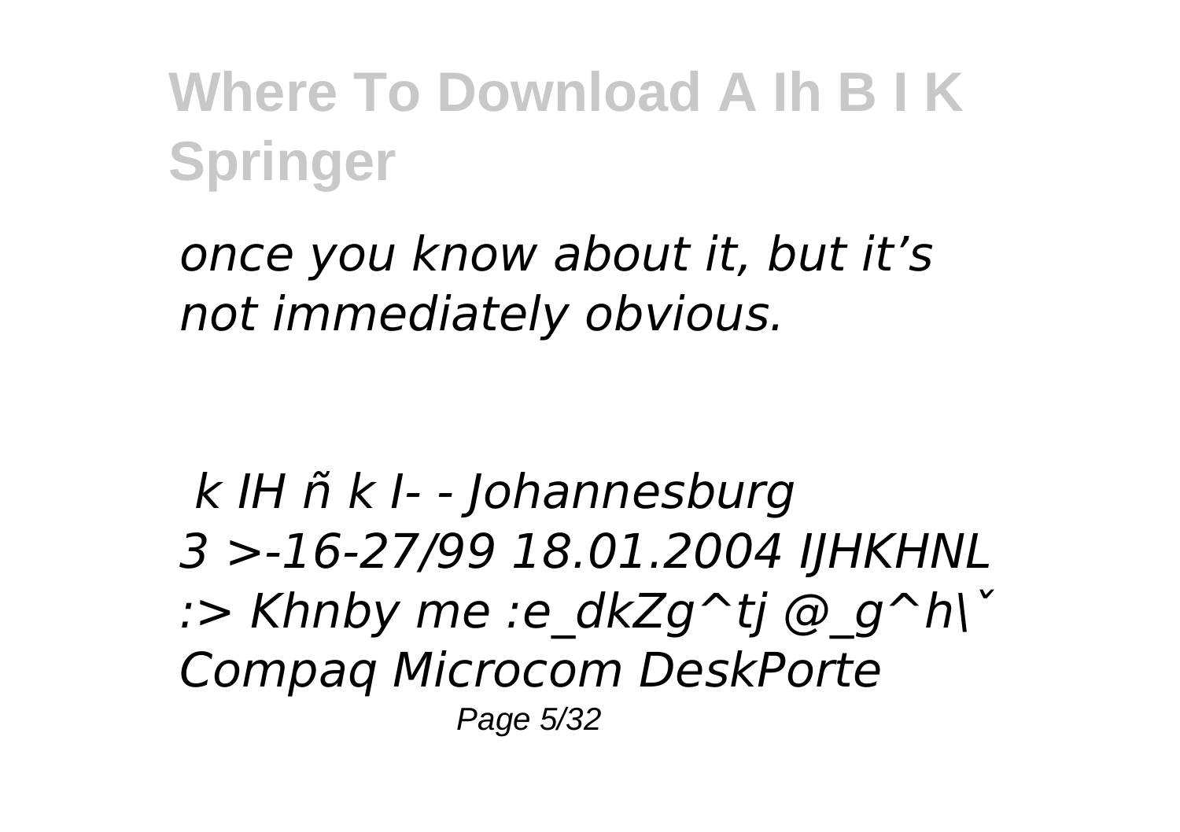*once you know about it, but it’s not immediately obvious.*

*k IH ñ k I- - Johannesburg 3 >-16-27/99 18.01.2004 IJHKHNL :> Khnby me :e_dkZg^tj @_g^h\ˇ Compaq Microcom DeskPorte*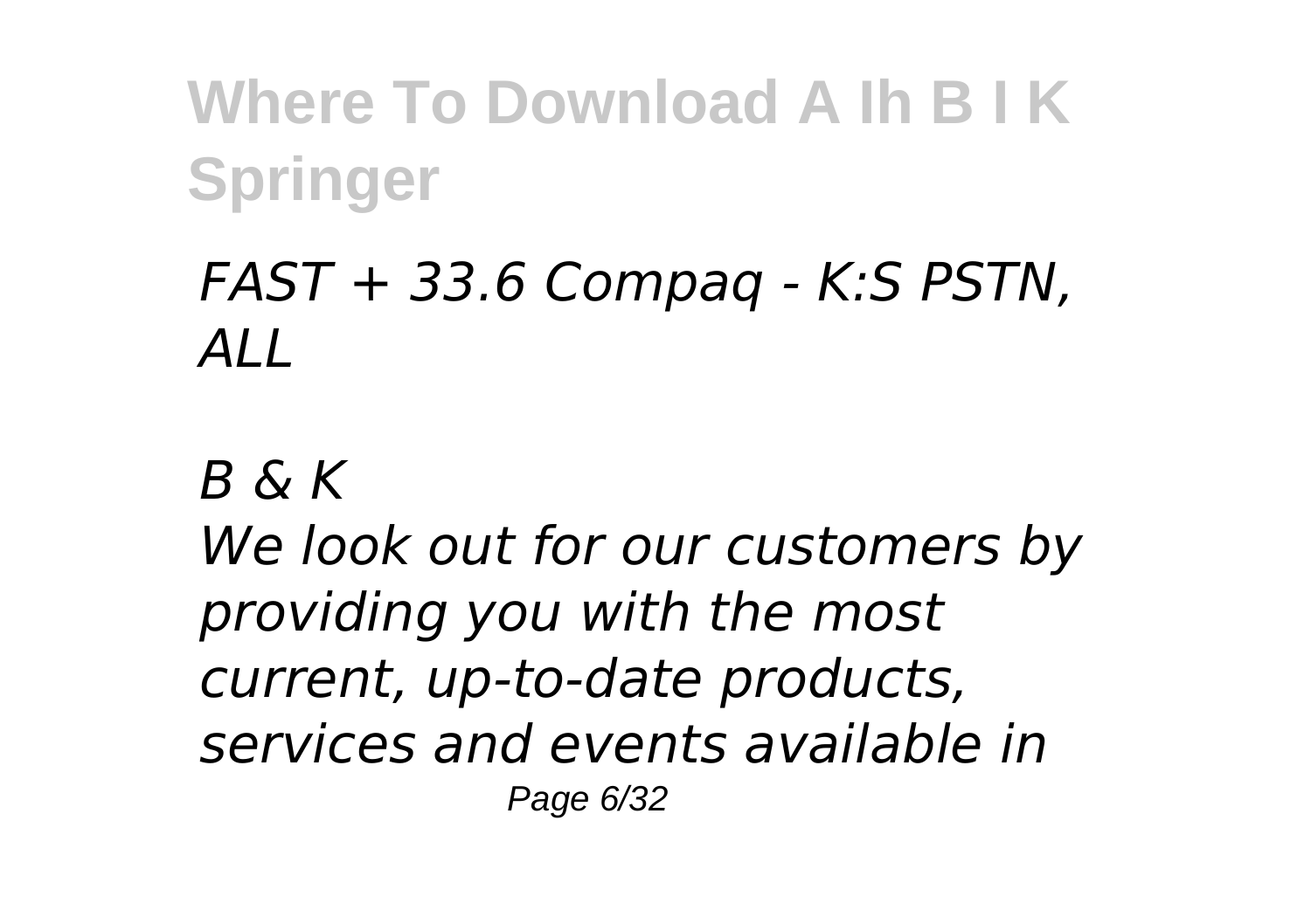*FAST + 33.6 Compaq - K:S PSTN, ALL*

*B & K*

*We look out for our customers by providing you with the most current, up-to-date products, services and events available in*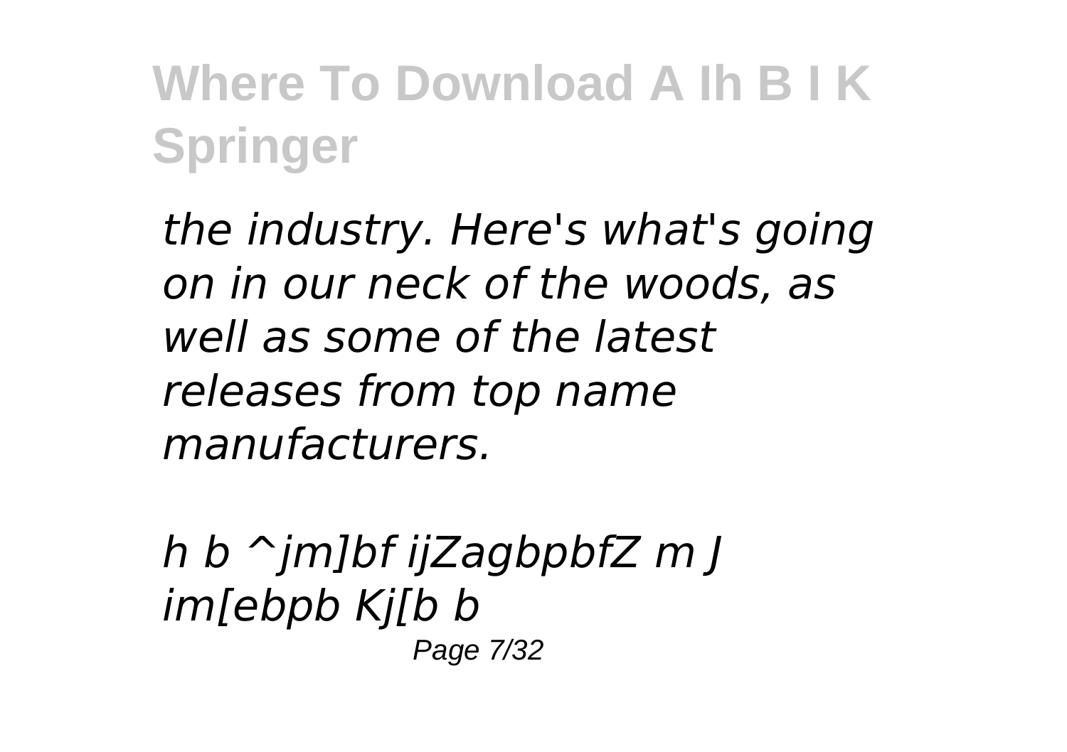*the industry. Here's what's going on in our neck of the woods, as well as some of the latest releases from top name manufacturers.*

*h b ^jm]bf ijZagbpbfZ m J im[ebpb Kj[b b*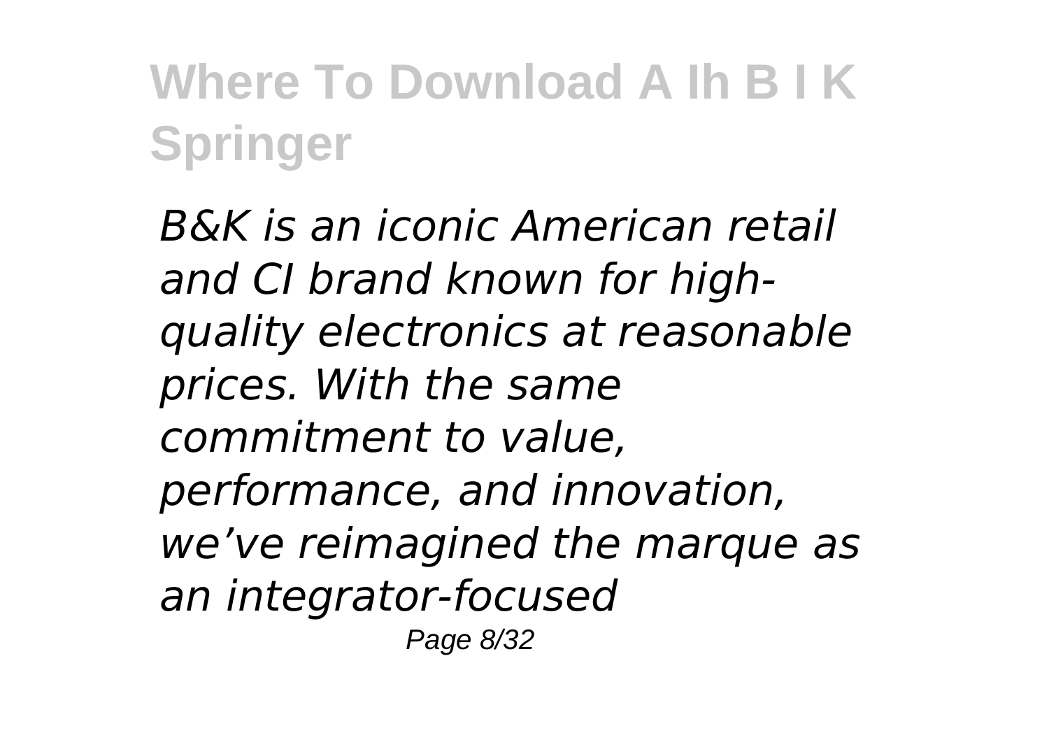*B&K is an iconic American retail and CI brand known for high-quality electronics at reasonable prices. With the same commitment to value, performance, and innovation, we've reimagined the marque as an integrator-focused*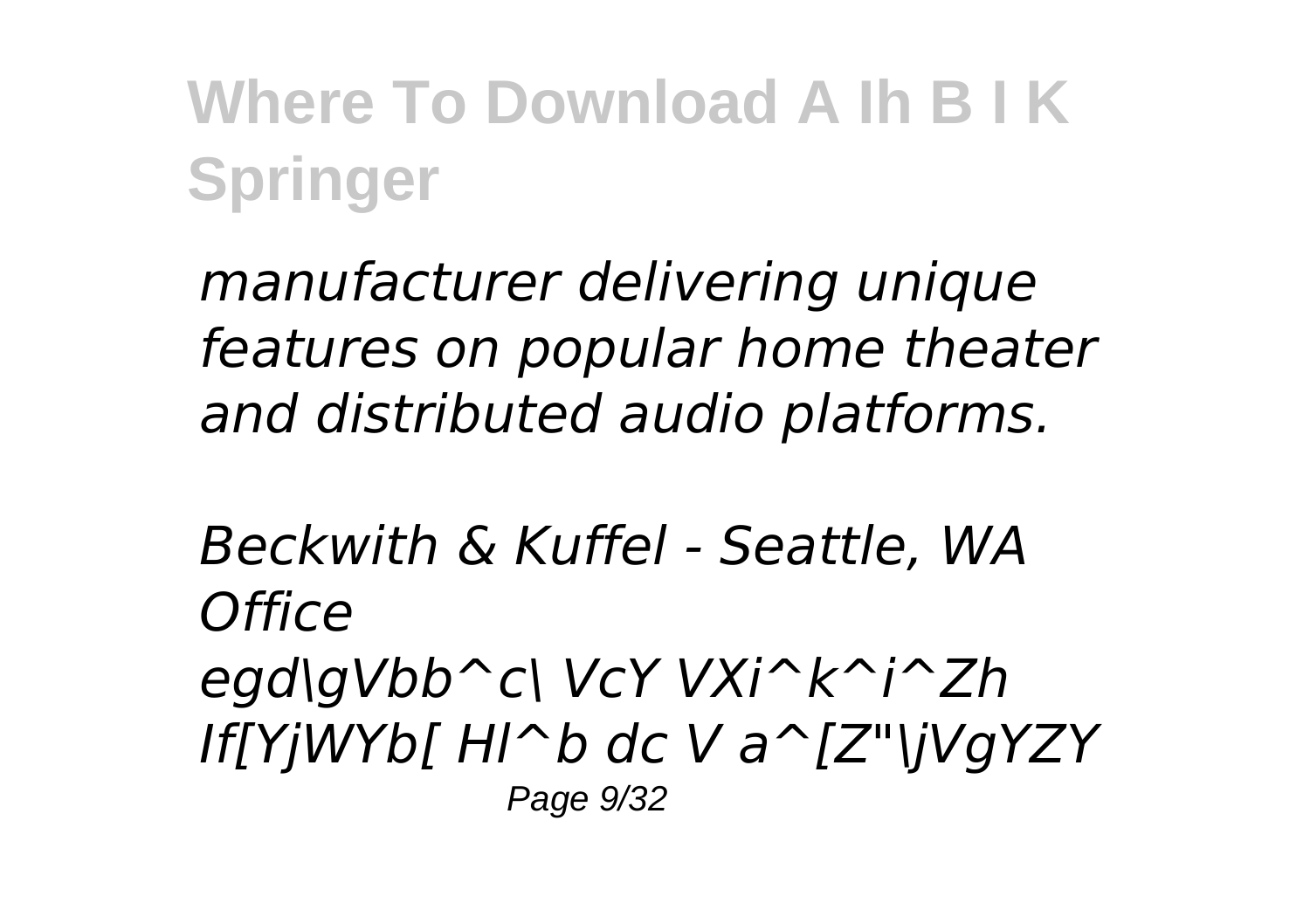*manufacturer delivering unique features on popular home theater and distributed audio platforms.*

*Beckwith & Kuffel - Seattle, WA Office*

*egd\gVbb^c\ VcY VXi^k^i^Zh If[YjWYb[ Hl^b dc V a^[Z"\jVgYZY*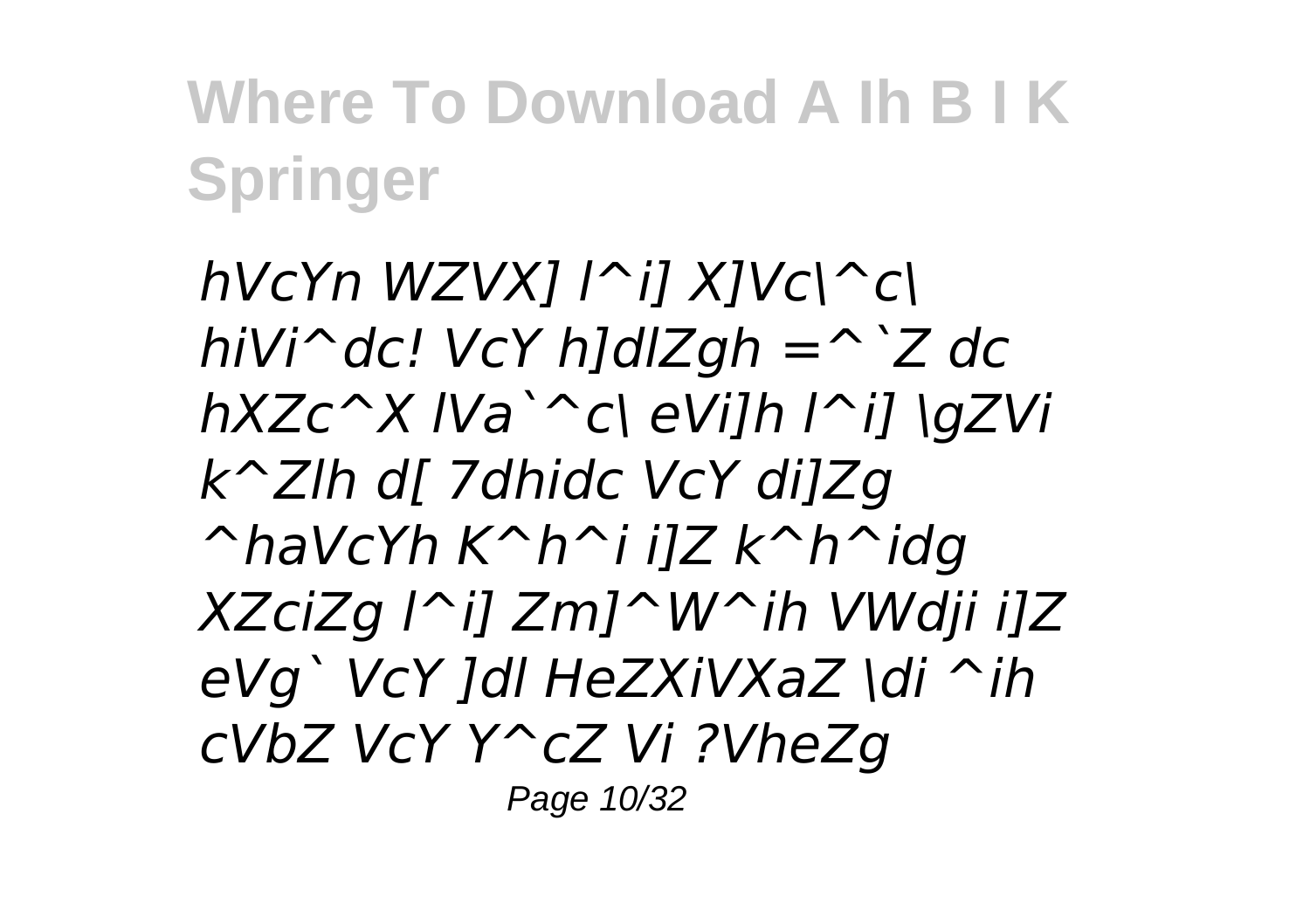# Where To Download A Ih B I K Springer

*hVcYn WZVX] l^i] X]Vc\^c\ hiVi^dc! VcY h]dlZgh =^`Z dc hXZc^X lVa`^c\ eVi]h l^i] \gZVi k^Zlh d[ 7dhidc VcY di]Zg ^haVcYh K^h^i i]Z k^h^idg XZciZg l^i] Zm]^W^ih VWdji i]Z eVg` VcY ]dl HeZXiVXaZ \di ^ih cVbZ VcY Y^cZ Vi ?VheZg*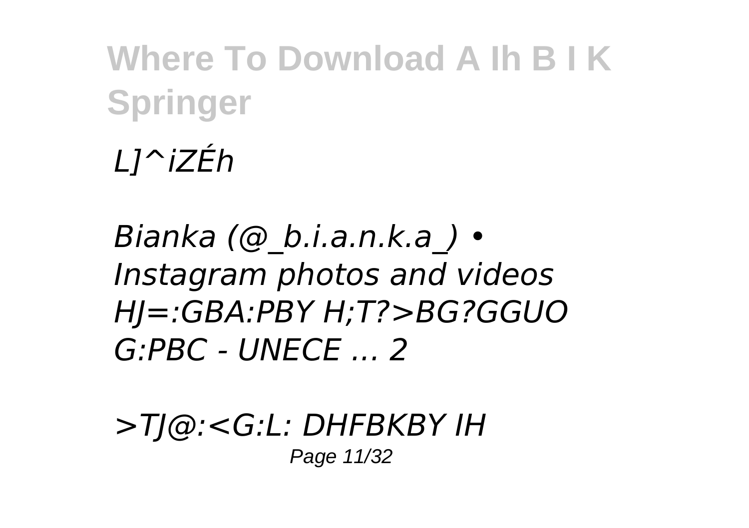*L]^iZÉh*

*Bianka (@_b.i.a.n.k.a_) • Instagram photos and videos HJ=:GBA:PBY H;T?>BG?GGUO G:PBC - UNECE ... 2*

*>TJ@:<G:L: DHFBKBY IH*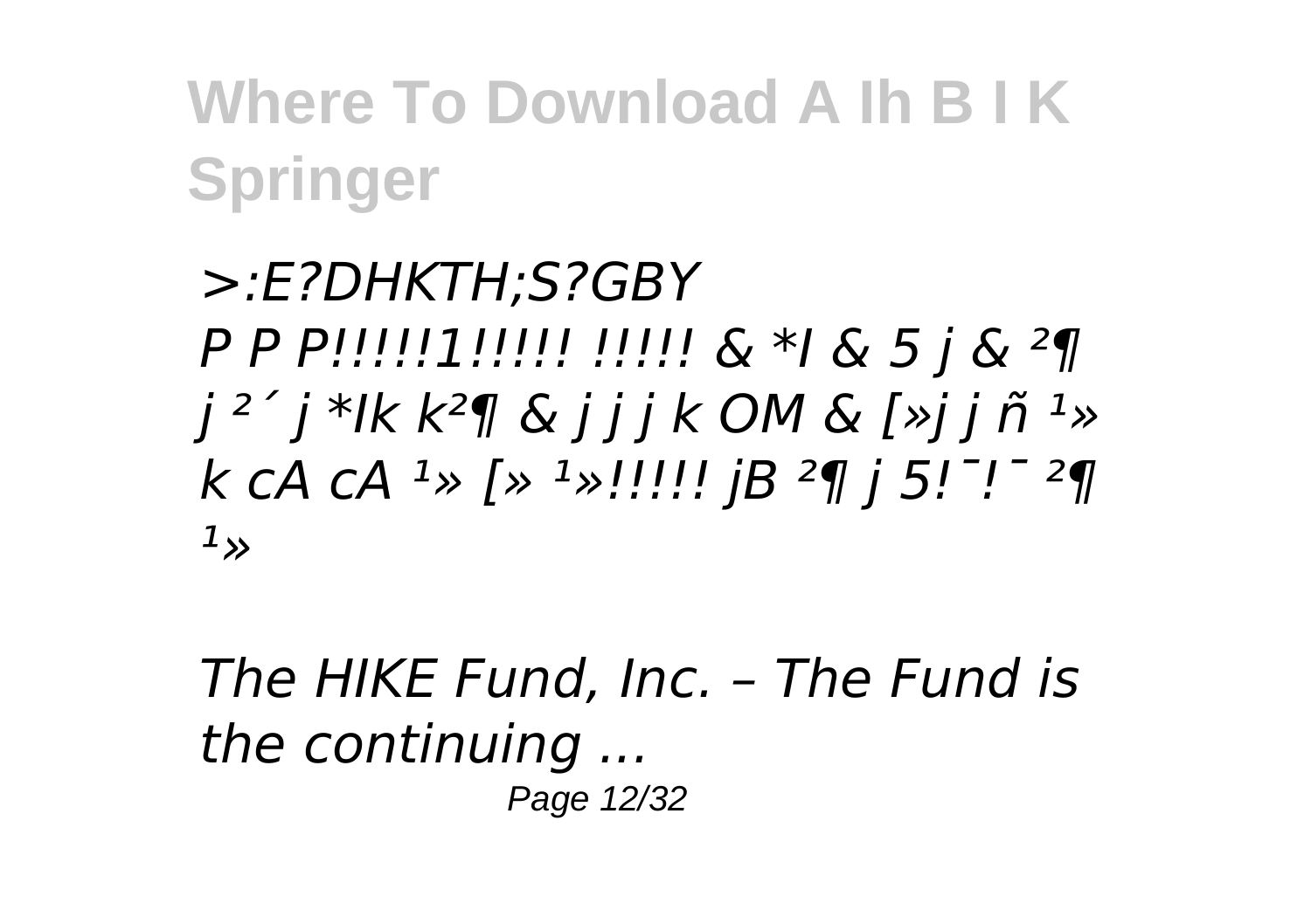*>:E?DHKTH;S?GBY P P P!!!!!1!!!!! !!!!! & *I & 5 j & ²¶ j ²´ j *Ik k²¶ & j j j k OM & [»j j ñ ¹» k cA cA ¹» [» ¹»!!!!! jB ²¶ j 5!¯!¯ ²¶ ¹»*

*The HIKE Fund, Inc. – The Fund is the continuing ...*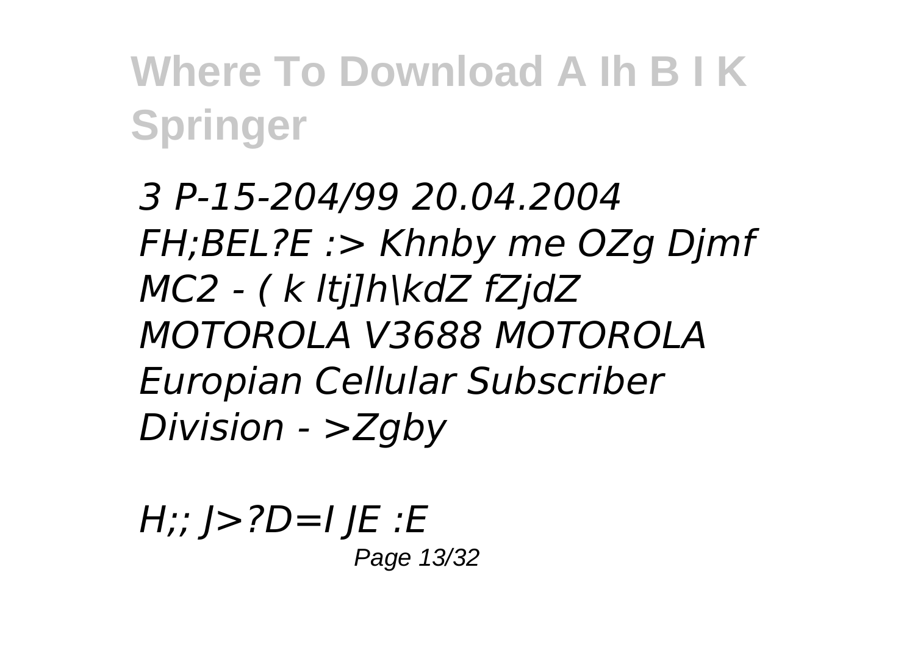*3 P-15-204/99 20.04.2004 FH;BEL?E :> Khnby me OZg Djmf MC2 - ( k ltj]h\kdZ fZjdZ MOTOROLA V3688 MOTOROLA Europian Cellular Subscriber Division - >Zgby*

*H;; J>?D=I JE :E*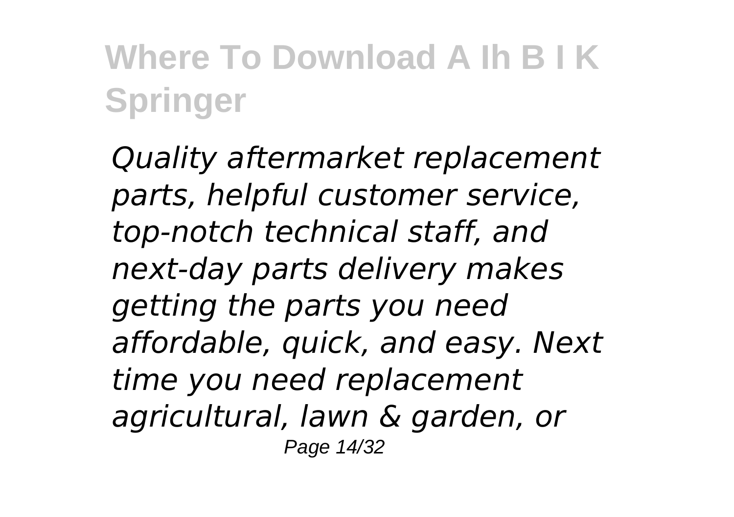*Quality aftermarket replacement parts, helpful customer service, top-notch technical staff, and next-day parts delivery makes getting the parts you need affordable, quick, and easy. Next time you need replacement agricultural, lawn & garden, or*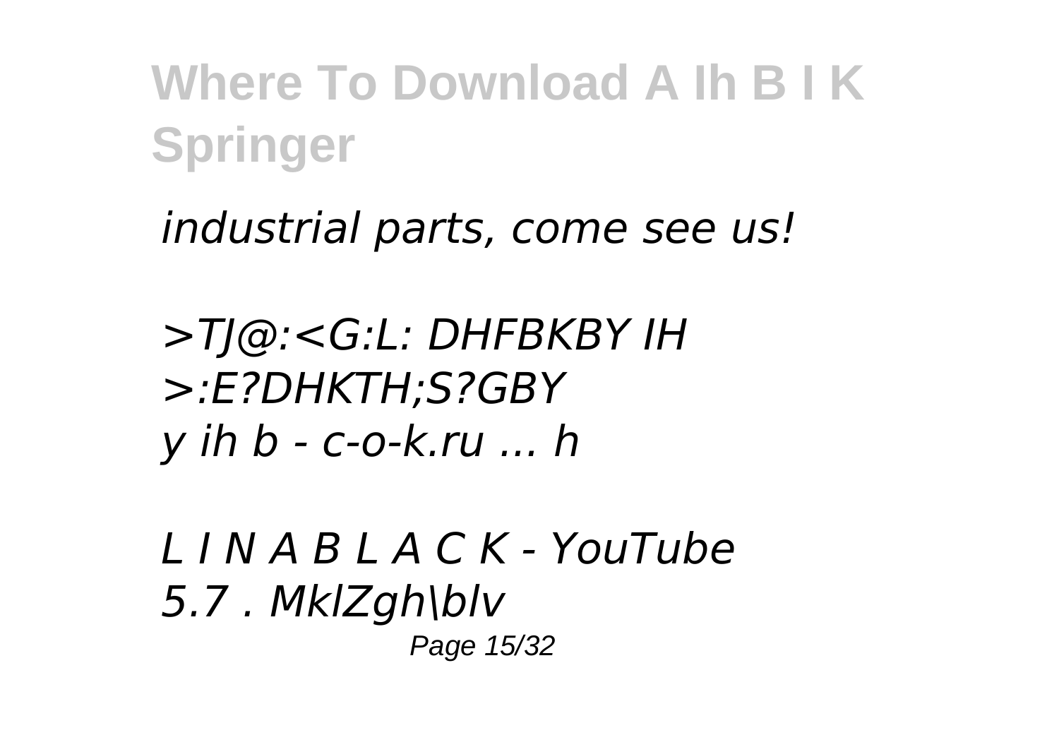*industrial parts, come see us!*

*>TJ@:<G:L: DHFBKBY IH >:E?DHKTH;S?GBY y ih b - c-o-k.ru ... h*

*L I N A B L A C K - YouTube 5.7 . MklZgh\blv*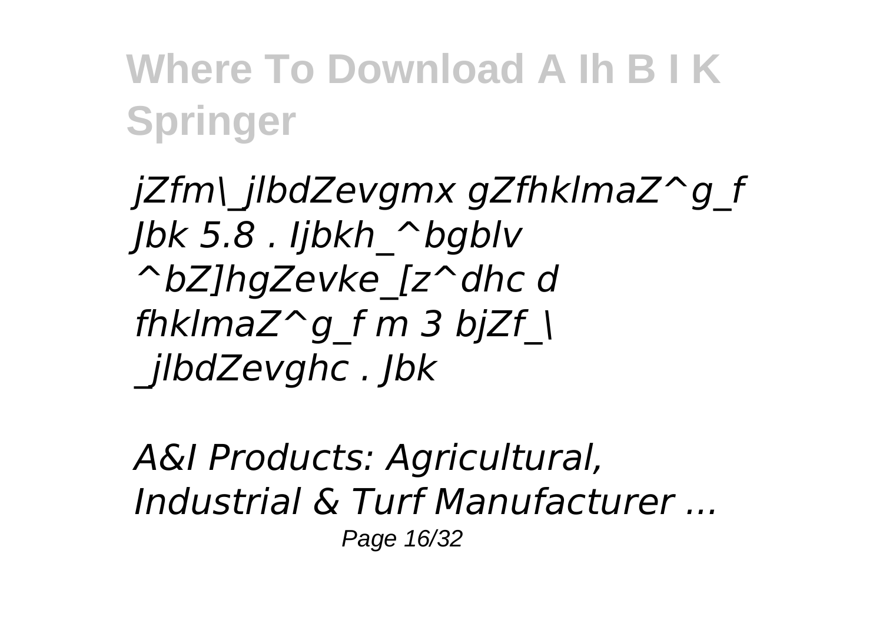*jZfm\_jlbdZevgmx gZfhklmaZ^g_f Jbk 5.8 . Ijbkh_^bgblv ^bZ]hgZevke_[z^dhc d fhklmaZ^g_f m 3 bjZf_\ _jlbdZevghc . Jbk*

*A&I Products: Agricultural, Industrial & Turf Manufacturer ...*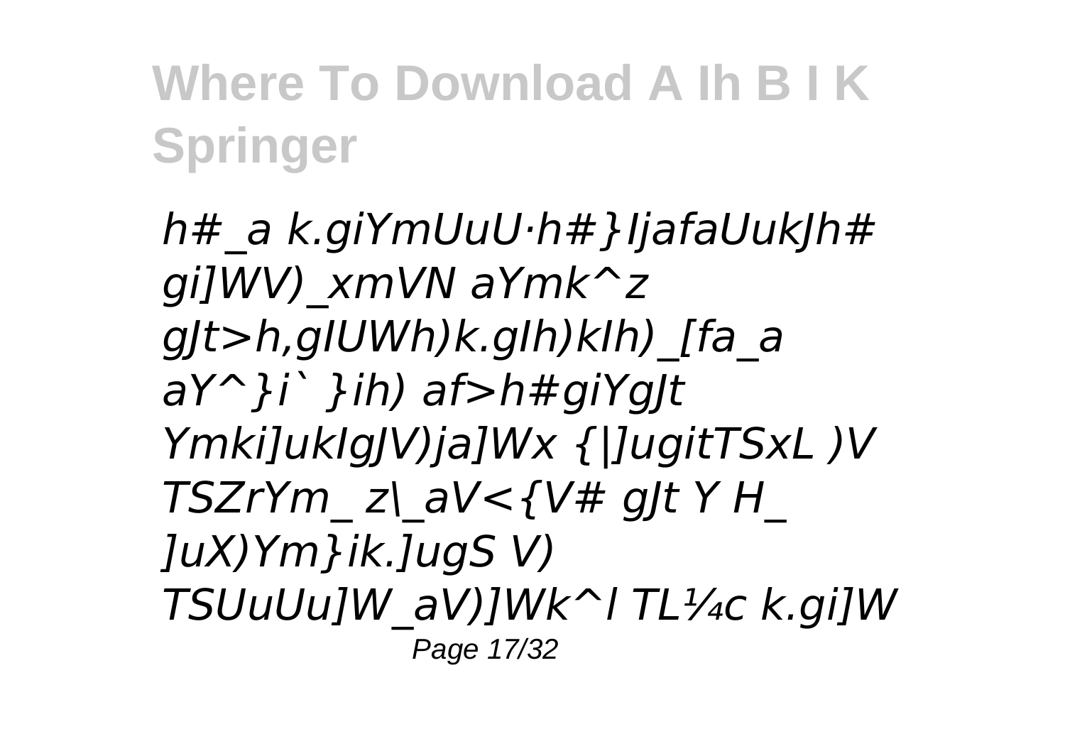h#_a k.giYmUuU·h#}IjafaUukJh# gi]WV)_xmVN aYmk^z gJt>h,gIUWh)k.gIh)kIh)_[fa_a aY^}i` }ih) af>h#giYgJt Ymki]ukIgJV)ja]Wx {|]ugitTSxL )V TSZrYm_ z\_aV<{V# gJt Y H_ ]uX)Ym}ik.]ugS V) TSUuUu]W_aV)]Wk^l TL¼c k.gi]W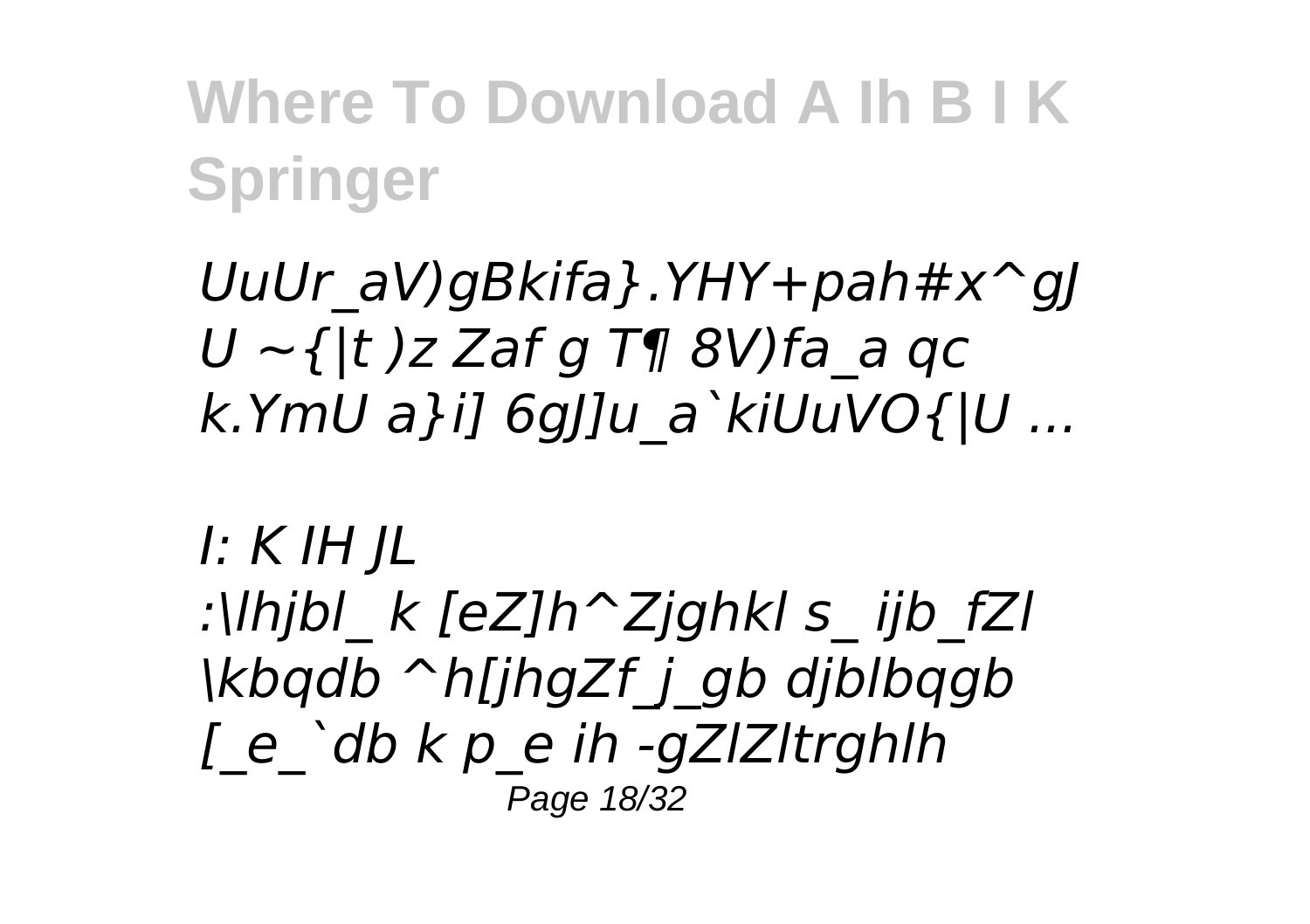# Where To Download A Ih B I K Springer

*UuUr_aV)gBkifa}.YHY+pah#x^gJ U ~{|t )z Zaf g T¶ 8V)fa_a qc k.YmU a}i] 6gJ]u_a`kiUuVO{|U ...*

*I: K IH JL*

*:\lhjbl_ k [eZ]h^Zjghkl s_ ijb_fZl \kbqdb ^h[jhgZf_j_gb djblbqgb [_e_`db k p_e ih -gZlZltrghlh*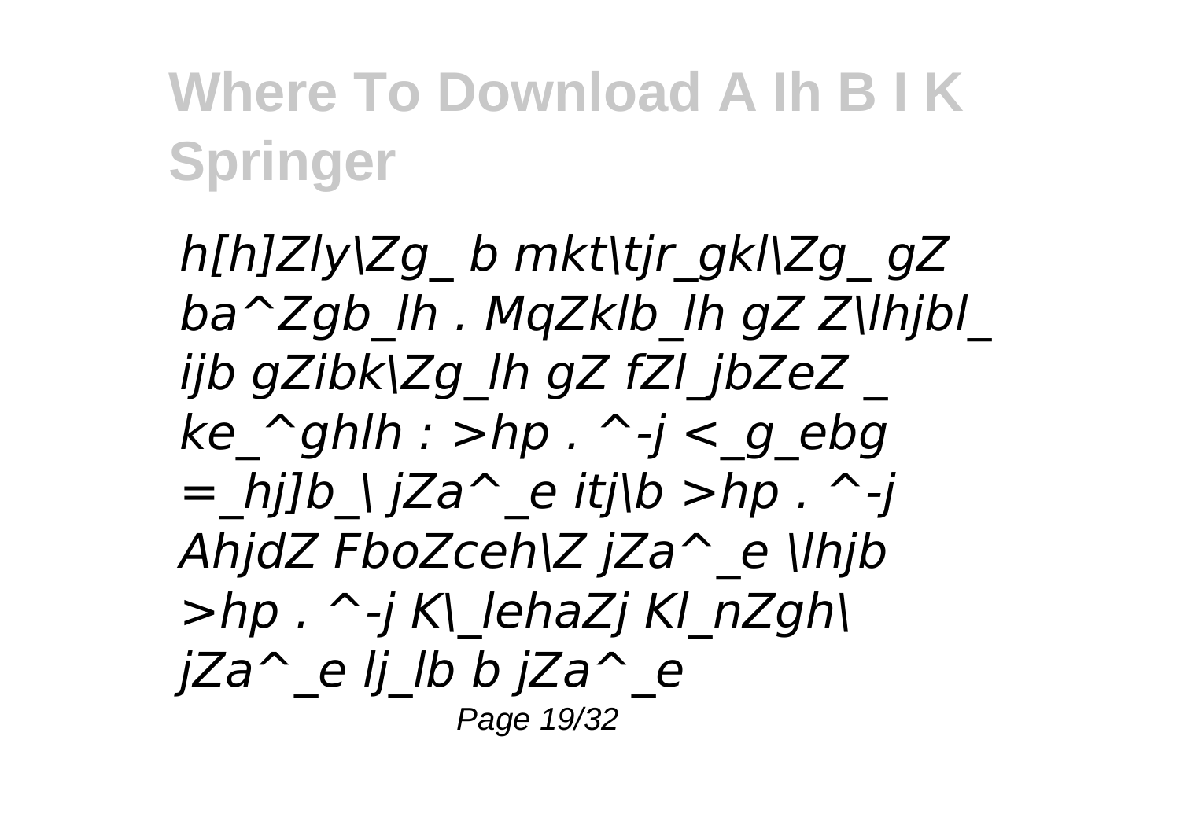# Where To Download A Ih B I K Springer

*h[h]Zly\Zg_ b mkt\tjr_gkl\Zg_ gZ ba^Zgb_lh . MqZklb_lh gZ Z\lhjbl_ ijb gZibk\Zg_lh gZ fZl_jbZeZ _ ke_^ghlh : >hp . ^-j <_g_ebg =_hj]b_\ jZa^_e itj\b >hp . ^-j AhjdZ FboZceh\Z jZa^_e \lhjb >hp . ^-j K\_lehaZj Kl_nZgh\ jZa^_e lj_lb b jZa^_e*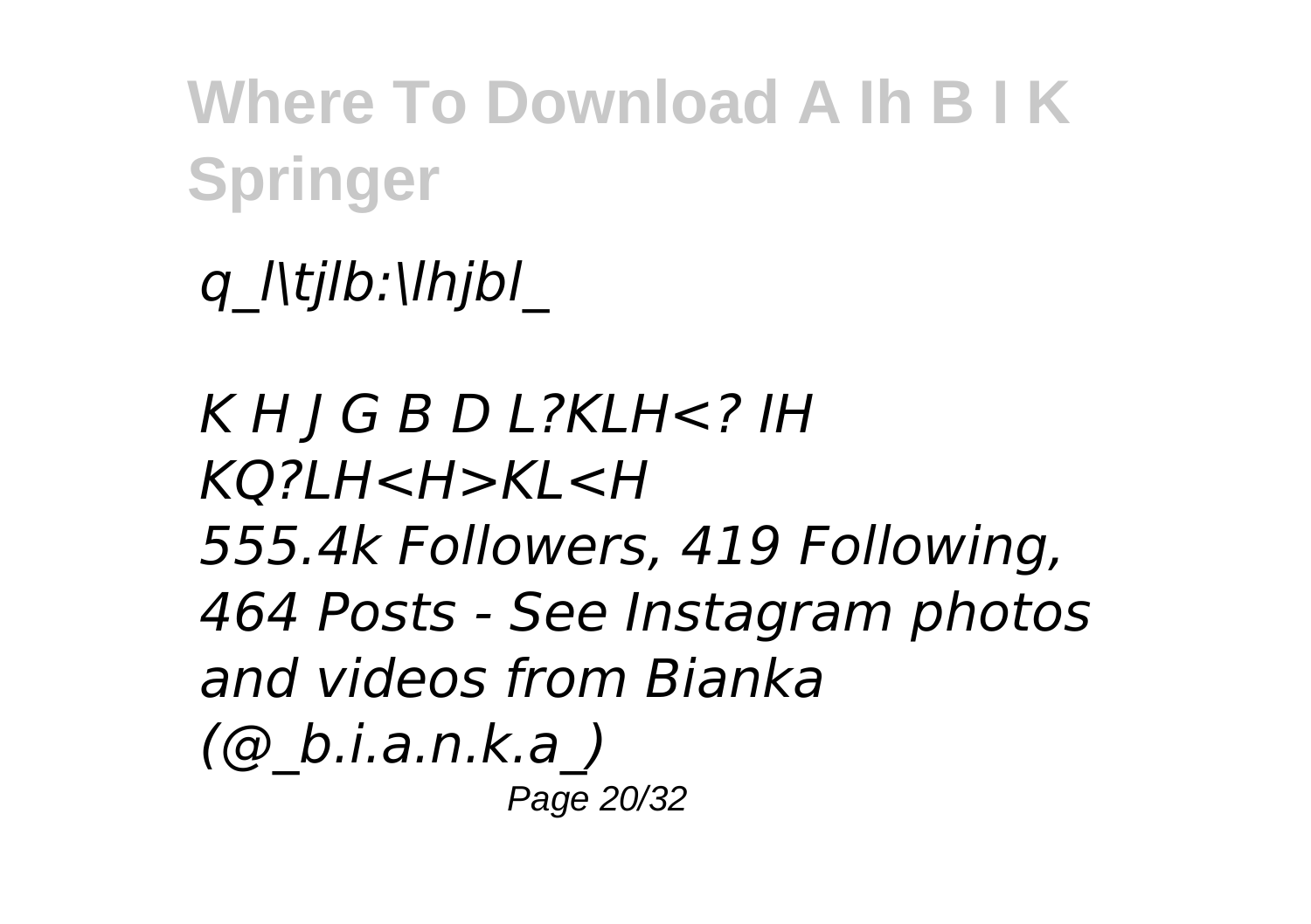# Where To Download A Ih B I K Springer

*q_l\tjlb:\lhjbl_*

*K H J G B D L?KLH<? IH KQ?LH<H>KL<H*
*555.4k Followers, 419 Following, 464 Posts - See Instagram photos and videos from Bianka (@_b.i.a.n.k.a_)*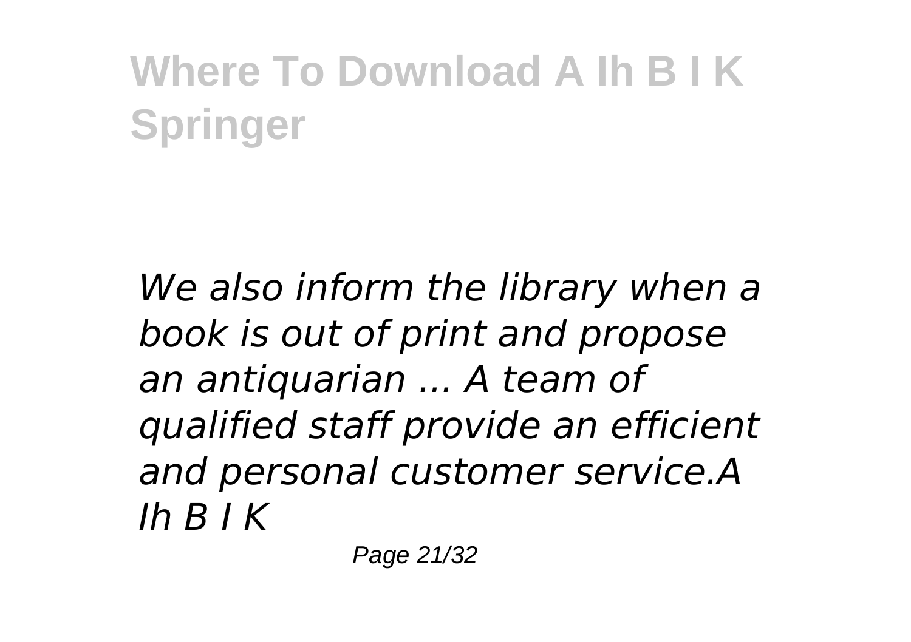*We also inform the library when a book is out of print and propose an antiquarian ... A team of qualified staff provide an efficient and personal customer service.A Ih B I K*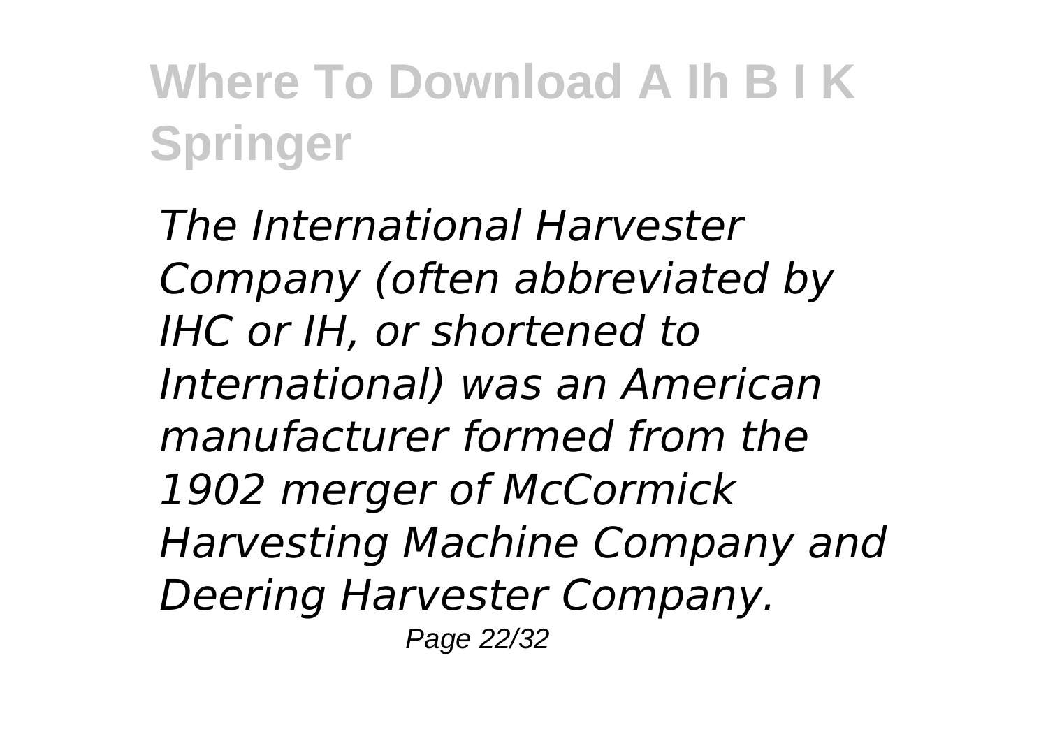*The International Harvester Company (often abbreviated by IHC or IH, or shortened to International) was an American manufacturer formed from the 1902 merger of McCormick Harvesting Machine Company and Deering Harvester Company.*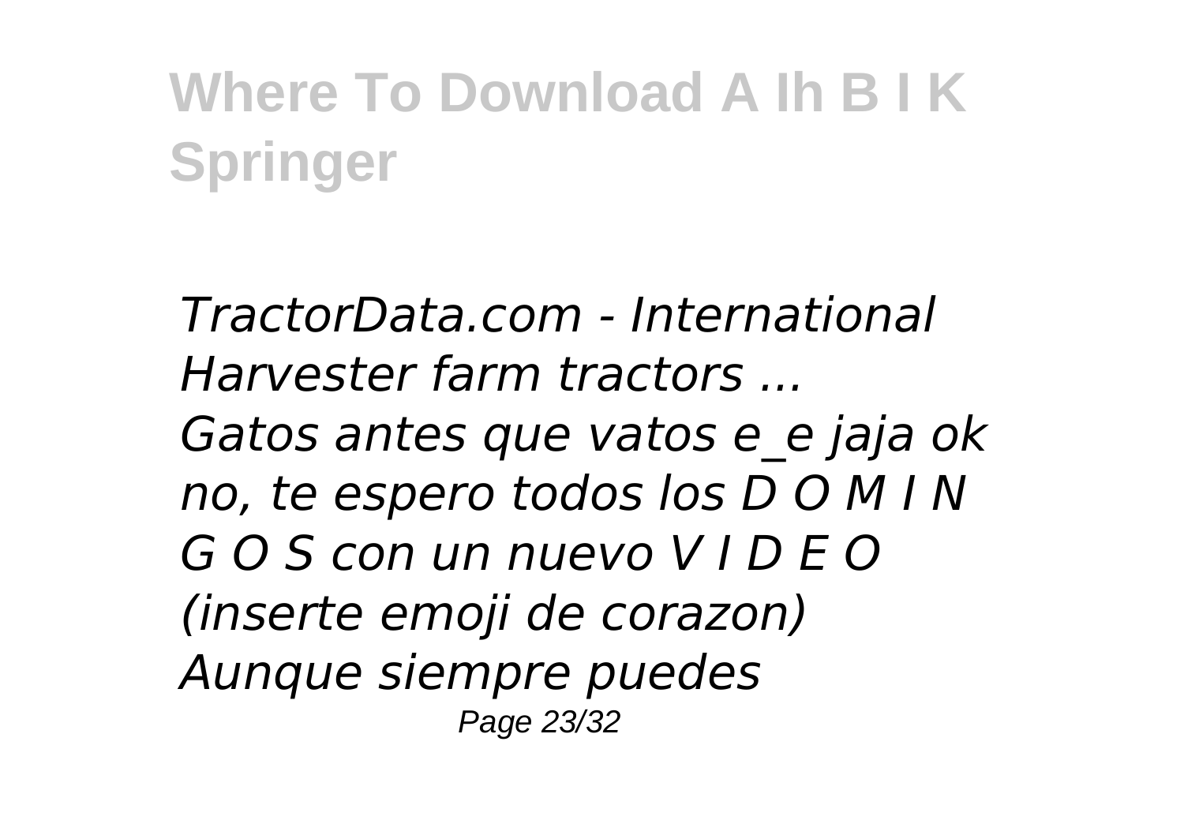*TractorData.com - International Harvester farm tractors ...*
*Gatos antes que vatos e_e jaja ok no, te espero todos los D O M I N G O S con un nuevo V I D E O (inserte emoji de corazon) Aunque siempre puedes*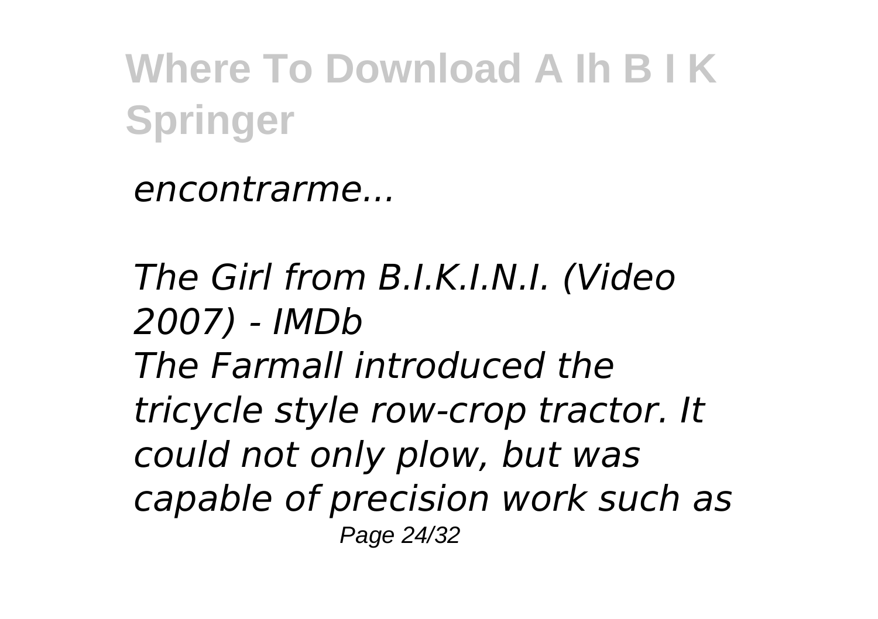*encontrarme...*

*The Girl from B.I.K.I.N.I. (Video 2007) - IMDb*
*The Farmall introduced the tricycle style row-crop tractor. It could not only plow, but was capable of precision work such as*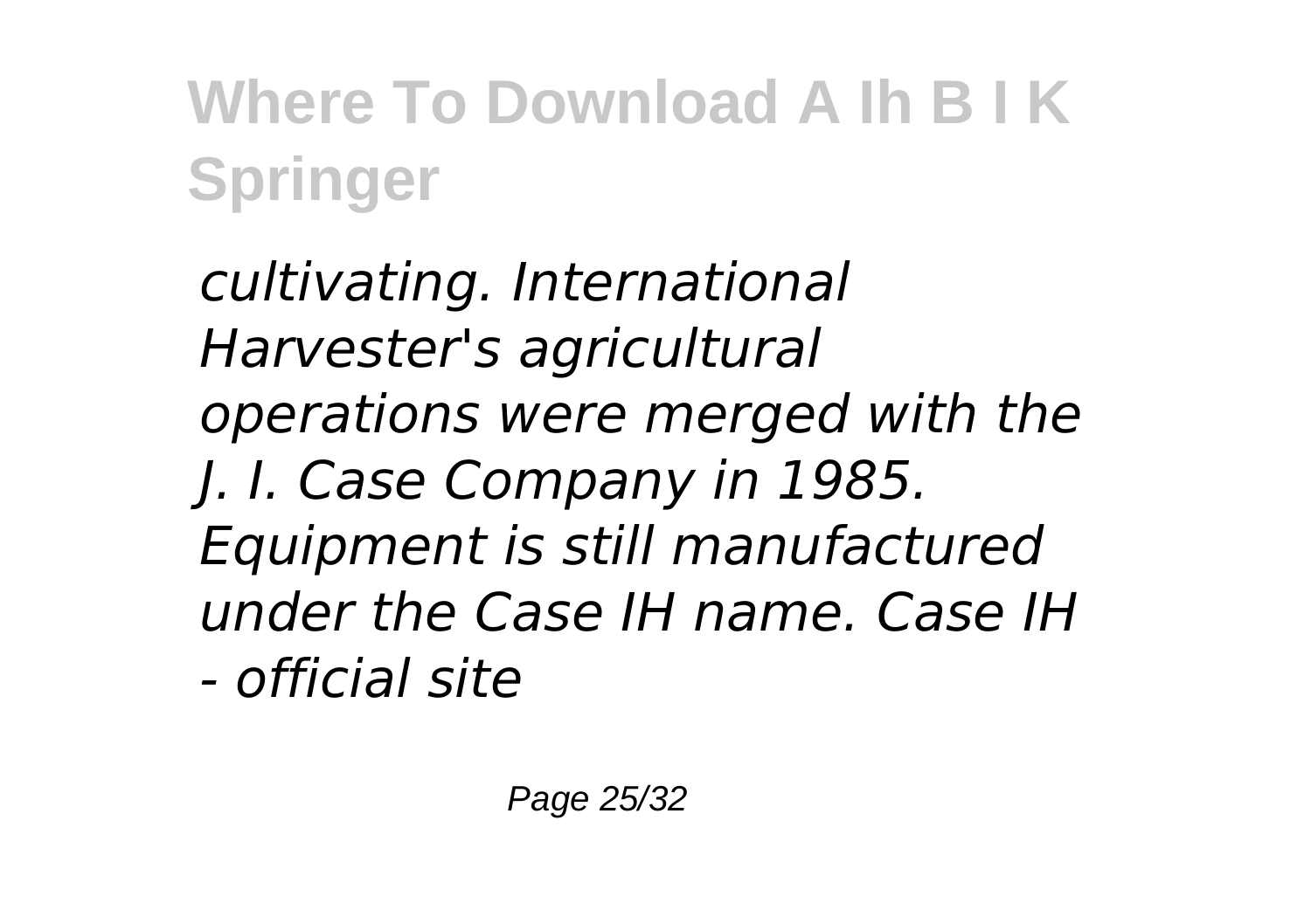*cultivating. International Harvester's agricultural operations were merged with the J. I. Case Company in 1985. Equipment is still manufactured under the Case IH name. Case IH - official site*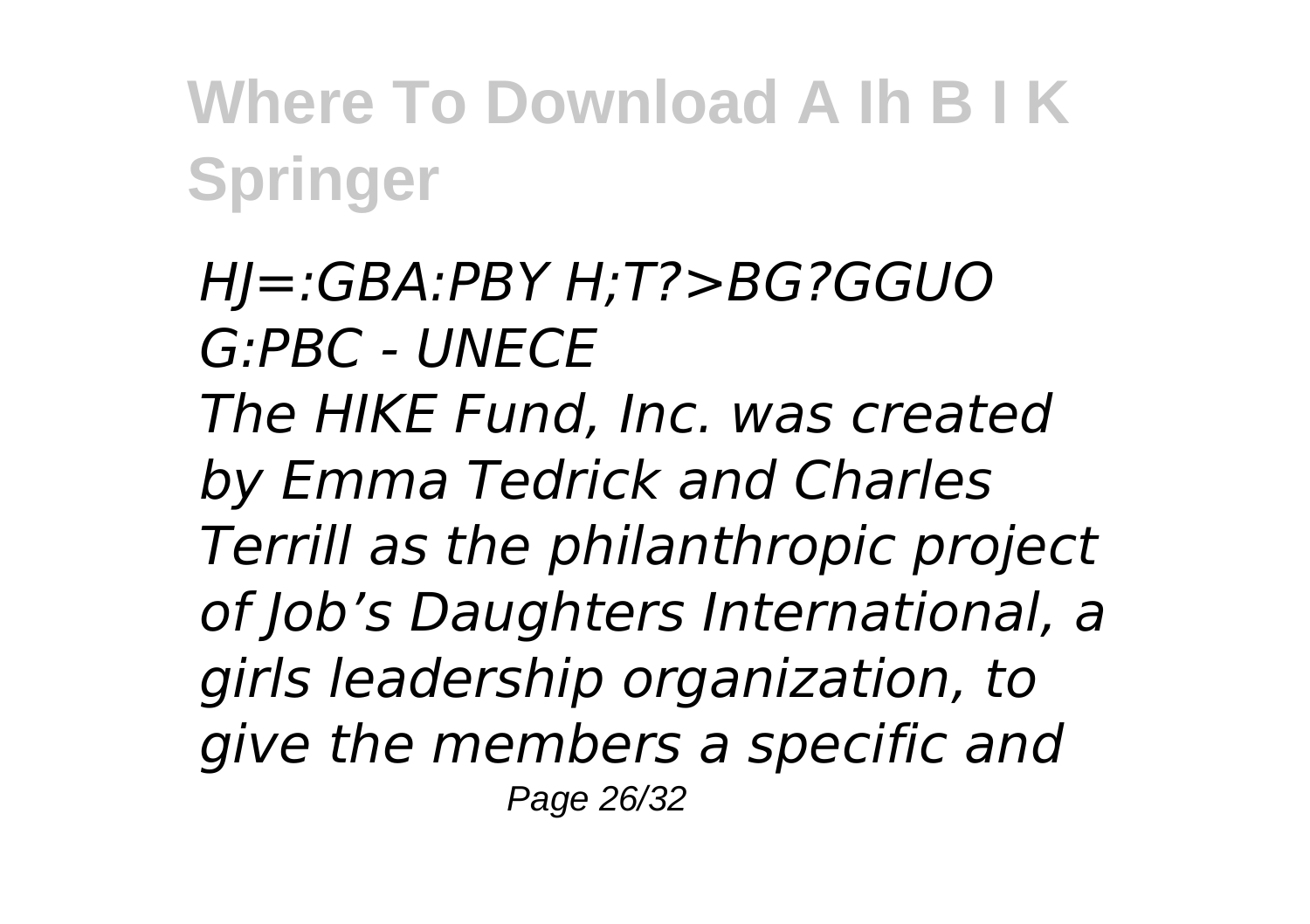*HJ=:GBA:PBY H;T?>BG?GGUO G:PBC - UNECE*

*The HIKE Fund, Inc. was created by Emma Tedrick and Charles Terrill as the philanthropic project of Job’s Daughters International, a girls leadership organization, to give the members a specific and*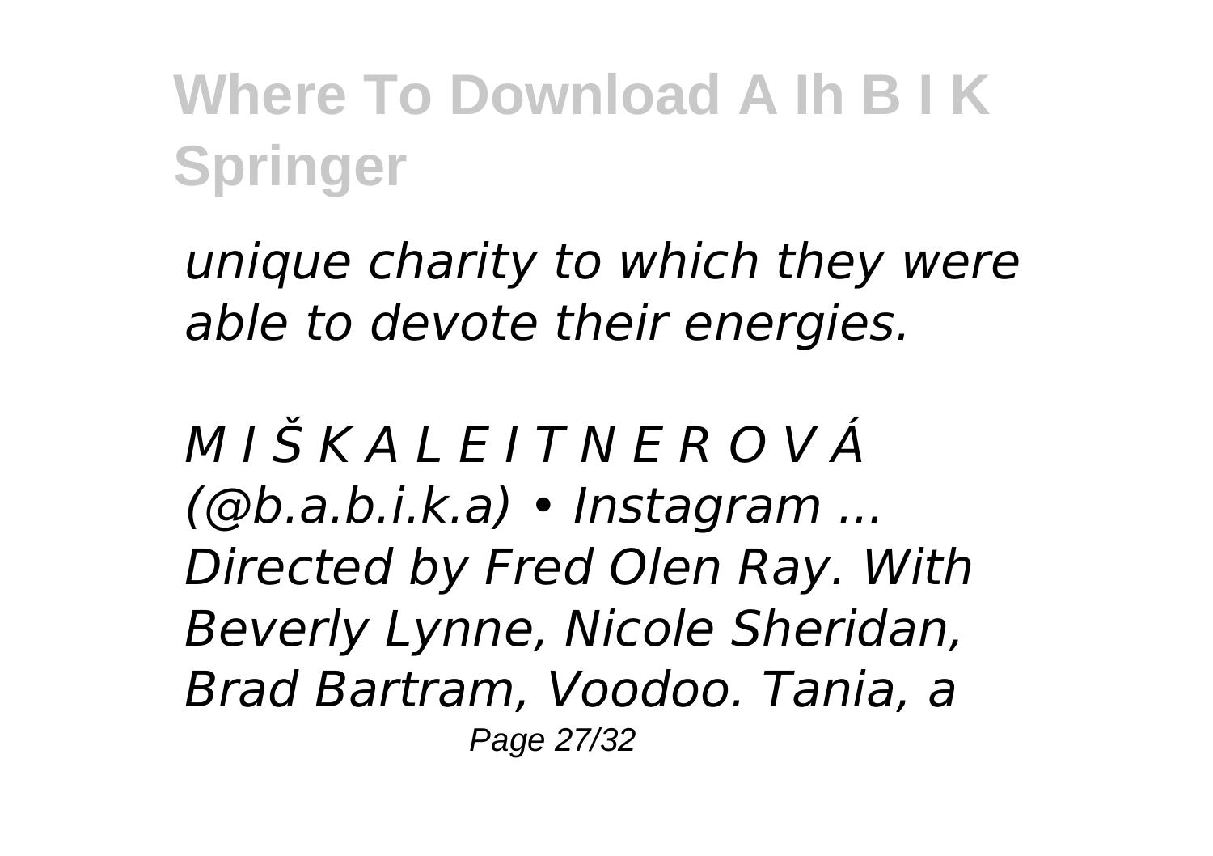*unique charity to which they were able to devote their energies.*

*M I Š K A L E I T N E R O V Á (@b.a.b.i.k.a) • Instagram ...*
*Directed by Fred Olen Ray. With Beverly Lynne, Nicole Sheridan, Brad Bartram, Voodoo. Tania, a*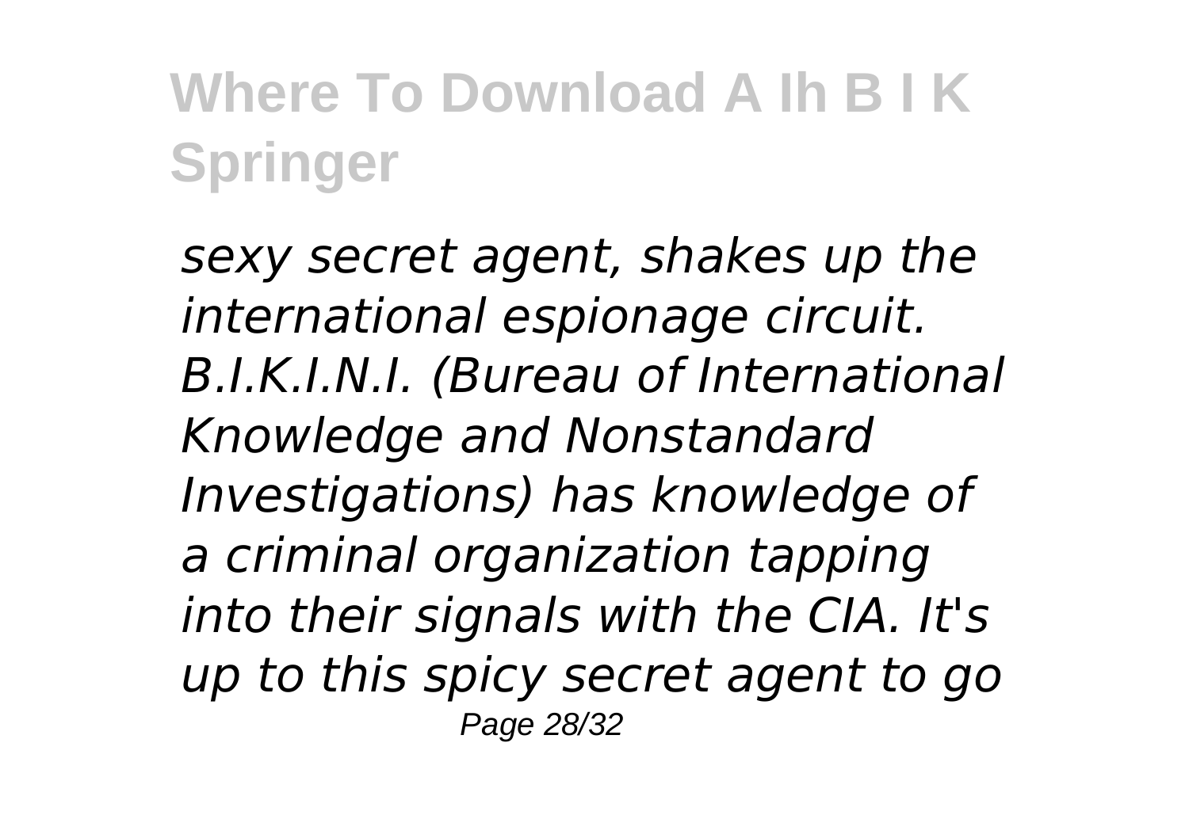*sexy secret agent, shakes up the international espionage circuit. B.I.K.I.N.I. (Bureau of International Knowledge and Nonstandard Investigations) has knowledge of a criminal organization tapping into their signals with the CIA. It's up to this spicy secret agent to go*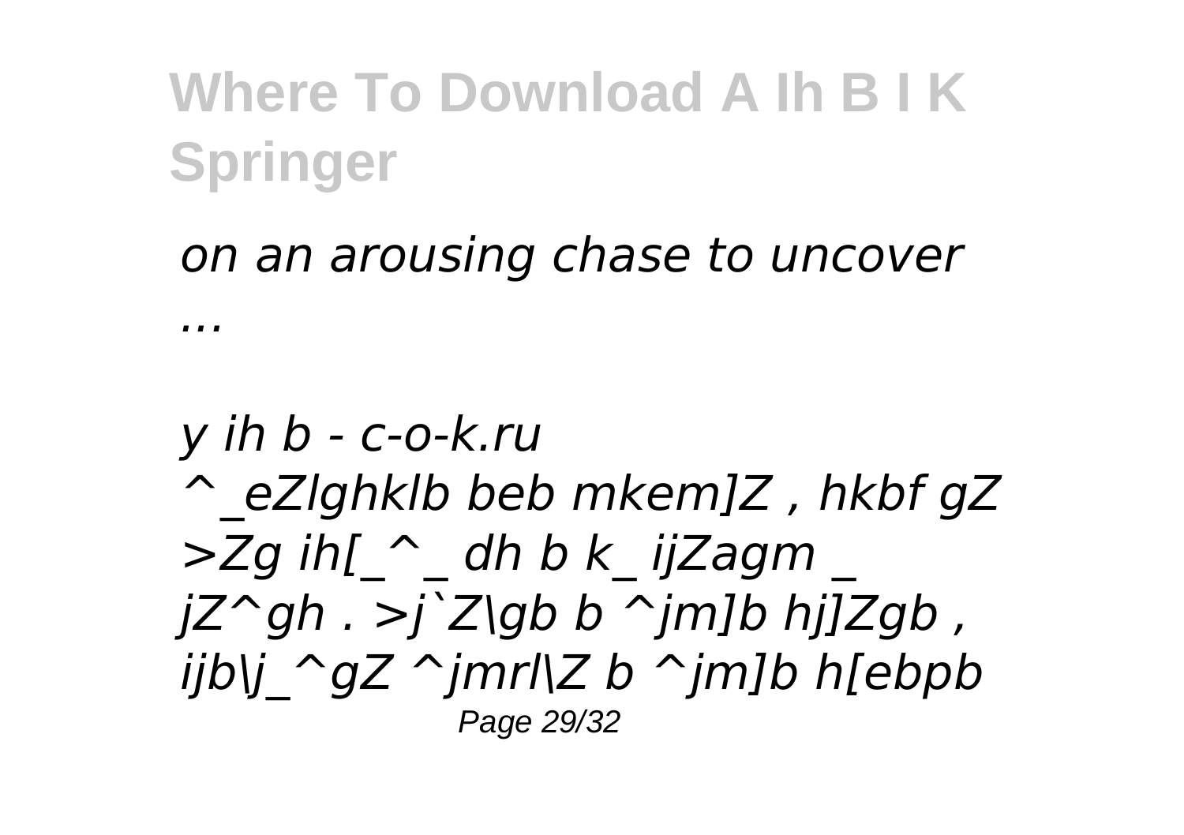*on an arousing chase to uncover ...*

*y ih b - c-o-k.ru*
*^_eZlghklb beb mkem]Z , hkbf gZ >Zg ih[_^_ dh b k_ ijZagm _ jZ^gh . >j`Z\gb b ^jm]b hj]Zgb , ijb\j_^gZ ^jmrl\Z b ^jm]b h[ebpb*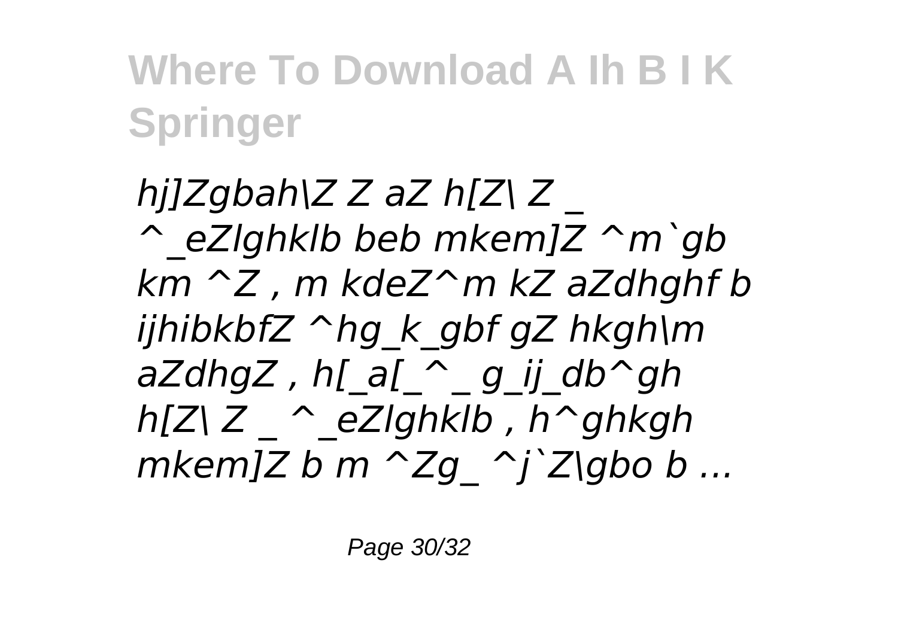# Where To Download A Ih B I K Springer

*hj]Zgbah\Z Z aZ h[Z\ Z _ ^_eZlghklb beb mkem]Z ^m`gb km ^Z , m kdeZ^m kZ aZdhghf b ijhibkbfZ ^hg_k_gbf gZ hkgh\m aZdhgZ , h[_a[_^_ g_ij_db^gh h[Z\ Z _ ^_eZlghklb , h^ghkgh mkem]Z b m ^Zg_ ^j`Z\gbo b ...*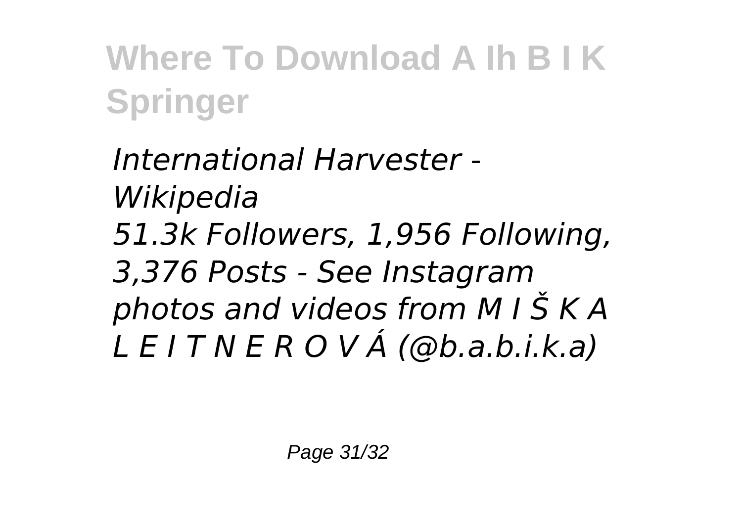*International Harvester - Wikipedia*
*51.3k Followers, 1,956 Following, 3,376 Posts - See Instagram photos and videos from M I Š K A L E I T N E R O V Á (@b.a.b.i.k.a)*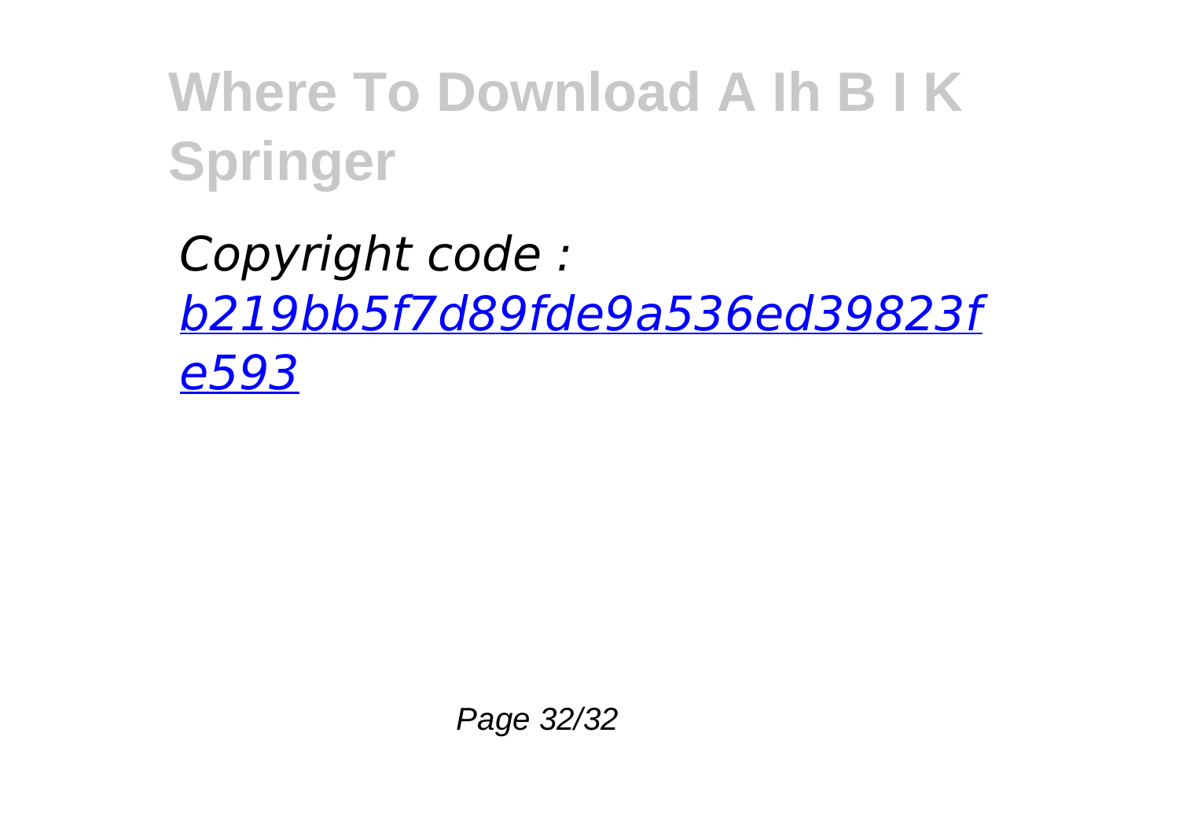*Copyright code : [b219bb5f7d89fde9a536ed39823fe593](b219bb5f7d89fde9a536ed39823fe593)*